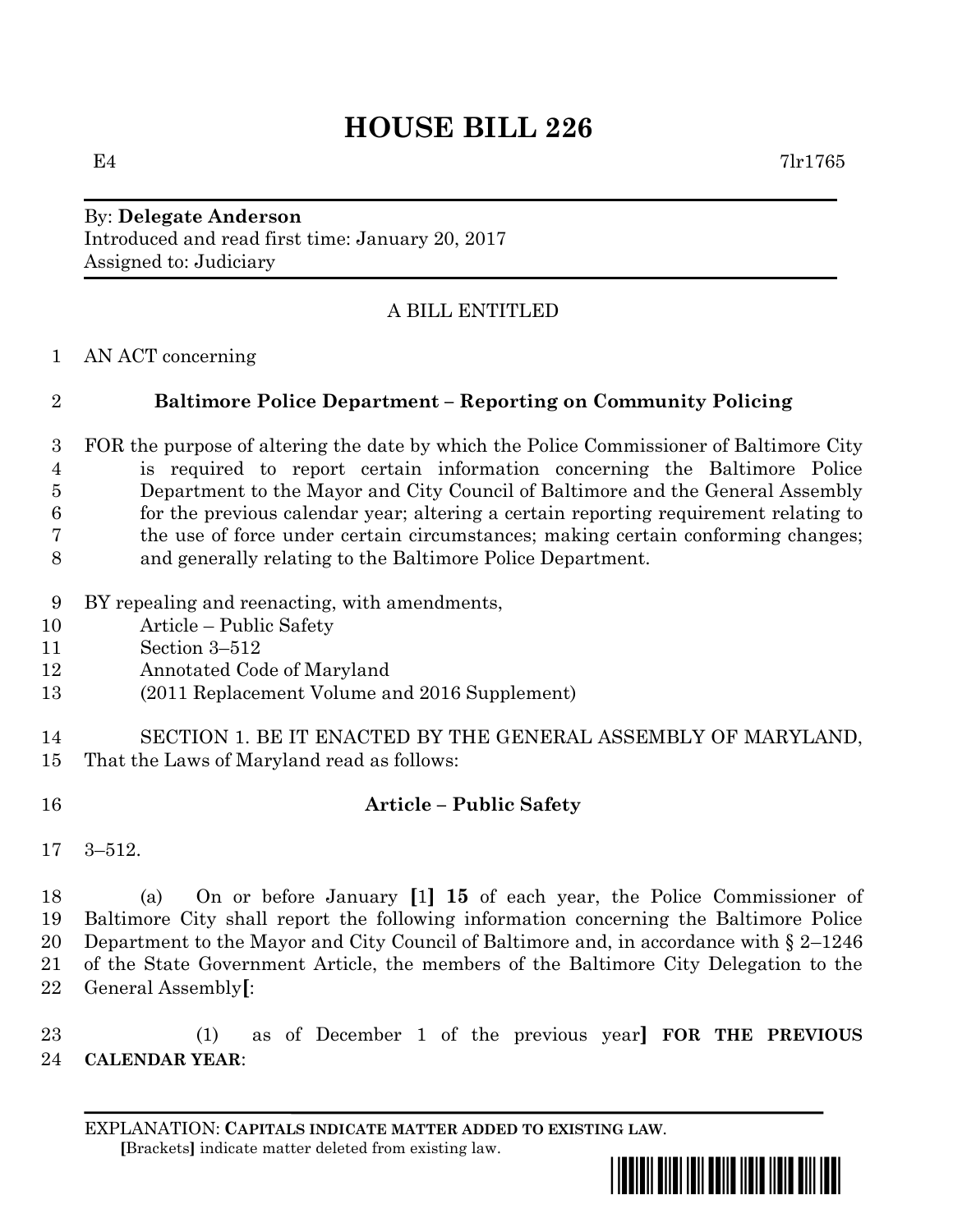# HOUSE BILL 226

E4 7lr1765

By: **Delegate Anderson**
Introduced and read first time: January 20, 2017
Assigned to: Judiciary

A BILL ENTITLED

AN ACT concerning

**Baltimore Police Department – Reporting on Community Policing**

FOR the purpose of altering the date by which the Police Commissioner of Baltimore City is required to report certain information concerning the Baltimore Police Department to the Mayor and City Council of Baltimore and the General Assembly for the previous calendar year; altering a certain reporting requirement relating to the use of force under certain circumstances; making certain conforming changes; and generally relating to the Baltimore Police Department.

BY repealing and reenacting, with amendments,
Article – Public Safety
Section 3–512
Annotated Code of Maryland
(2011 Replacement Volume and 2016 Supplement)

SECTION 1. BE IT ENACTED BY THE GENERAL ASSEMBLY OF MARYLAND, That the Laws of Maryland read as follows:

**Article – Public Safety**

3–512.

(a) On or before January **[**1**] 15** of each year, the Police Commissioner of Baltimore City shall report the following information concerning the Baltimore Police Department to the Mayor and City Council of Baltimore and, in accordance with § 2–1246 of the State Government Article, the members of the Baltimore City Delegation to the General Assembly**[**:

(1) as of December 1 of the previous year**] FOR THE PREVIOUS CALENDAR YEAR**:

EXPLANATION: **CAPITALS INDICATE MATTER ADDED TO EXISTING LAW**.
**[**Brackets**]** indicate matter deleted from existing law.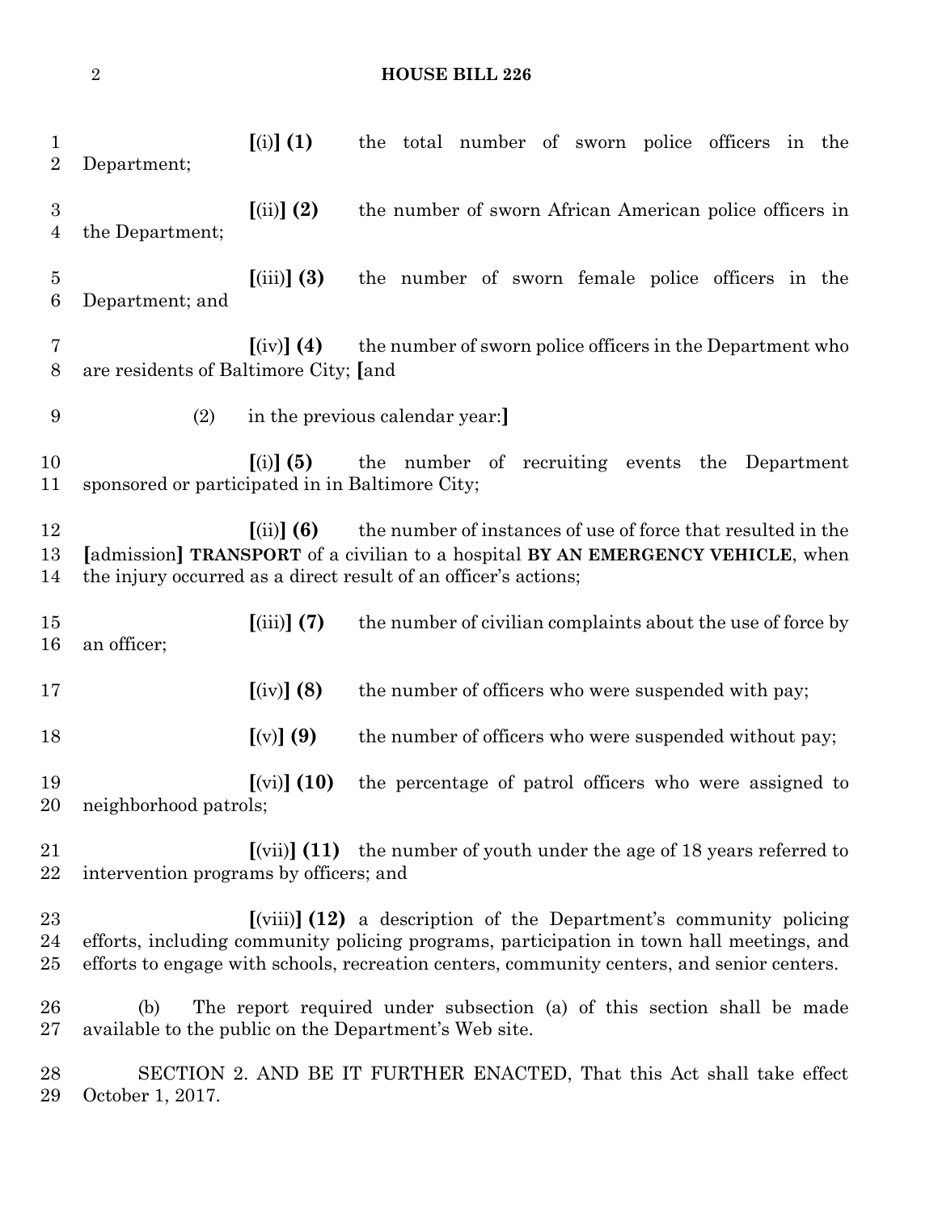[(i)] **(1)** the total number of sworn police officers in the Department;

[(ii)] **(2)** the number of sworn African American police officers in the Department;

[(iii)] **(3)** the number of sworn female police officers in the Department; and

[(iv)] **(4)** the number of sworn police officers in the Department who are residents of Baltimore City; [and

(2) in the previous calendar year:]

[(i)] **(5)** the number of recruiting events the Department sponsored or participated in in Baltimore City;

[(ii)] **(6)** the number of instances of use of force that resulted in the [admission] **TRANSPORT** of a civilian to a hospital **BY AN EMERGENCY VEHICLE**, when the injury occurred as a direct result of an officer's actions;

[(iii)] **(7)** the number of civilian complaints about the use of force by an officer;

[(iv)] **(8)** the number of officers who were suspended with pay;

[(v)] **(9)** the number of officers who were suspended without pay;

[(vi)] **(10)** the percentage of patrol officers who were assigned to neighborhood patrols;

[(vii)] **(11)** the number of youth under the age of 18 years referred to intervention programs by officers; and

[(viii)] **(12)** a description of the Department's community policing efforts, including community policing programs, participation in town hall meetings, and efforts to engage with schools, recreation centers, community centers, and senior centers.

(b) The report required under subsection (a) of this section shall be made available to the public on the Department's Web site.

SECTION 2. AND BE IT FURTHER ENACTED, That this Act shall take effect October 1, 2017.